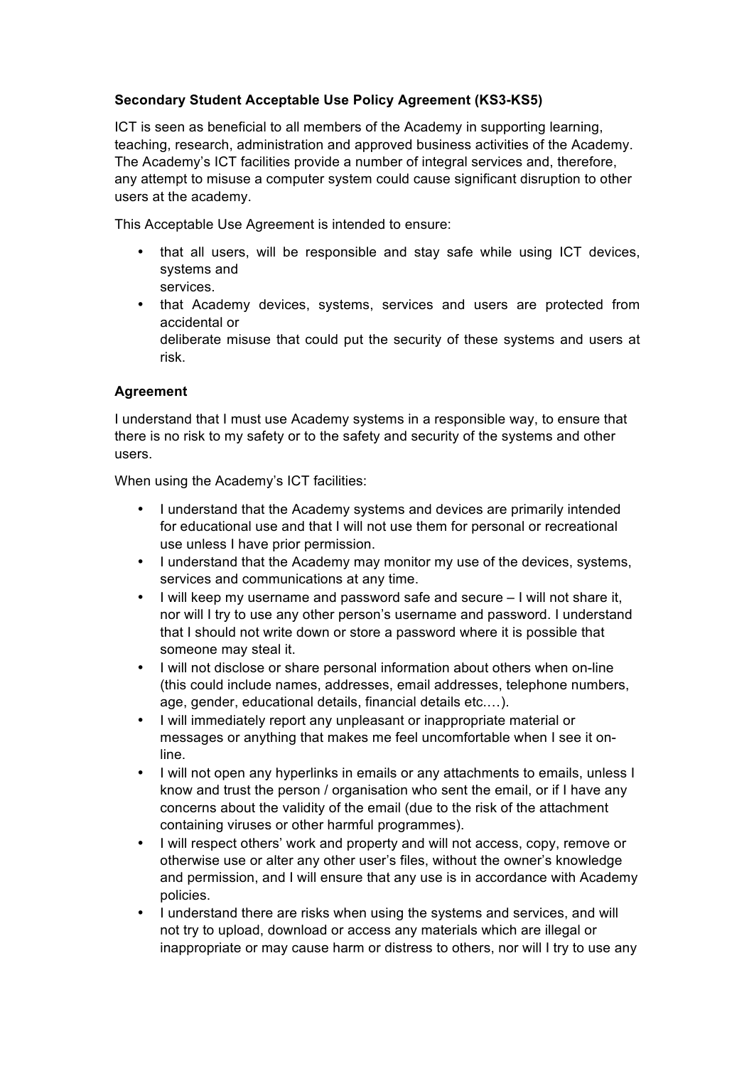**Secondary Student Acceptable Use Policy Agreement (KS3-KS5)**

ICT is seen as beneficial to all members of the Academy in supporting learning, teaching, research, administration and approved business activities of the Academy. The Academy's ICT facilities provide a number of integral services and, therefore, any attempt to misuse a computer system could cause significant disruption to other users at the academy.

This Acceptable Use Agreement is intended to ensure:

- that all users, will be responsible and stay safe while using ICT devices, systems and services.
- that Academy devices, systems, services and users are protected from accidental or deliberate misuse that could put the security of these systems and users at risk.

**Agreement**

I understand that I must use Academy systems in a responsible way, to ensure that there is no risk to my safety or to the safety and security of the systems and other users.

When using the Academy's ICT facilities:

- I understand that the Academy systems and devices are primarily intended for educational use and that I will not use them for personal or recreational use unless I have prior permission.
- I understand that the Academy may monitor my use of the devices, systems, services and communications at any time.
- I will keep my username and password safe and secure – I will not share it, nor will I try to use any other person's username and password. I understand that I should not write down or store a password where it is possible that someone may steal it.
- I will not disclose or share personal information about others when on-line (this could include names, addresses, email addresses, telephone numbers, age, gender, educational details, financial details etc.…).
- I will immediately report any unpleasant or inappropriate material or messages or anything that makes me feel uncomfortable when I see it on-line.
- I will not open any hyperlinks in emails or any attachments to emails, unless I know and trust the person / organisation who sent the email, or if I have any concerns about the validity of the email (due to the risk of the attachment containing viruses or other harmful programmes).
- I will respect others' work and property and will not access, copy, remove or otherwise use or alter any other user's files, without the owner's knowledge and permission, and I will ensure that any use is in accordance with Academy policies.
- I understand there are risks when using the systems and services, and will not try to upload, download or access any materials which are illegal or inappropriate or may cause harm or distress to others, nor will I try to use any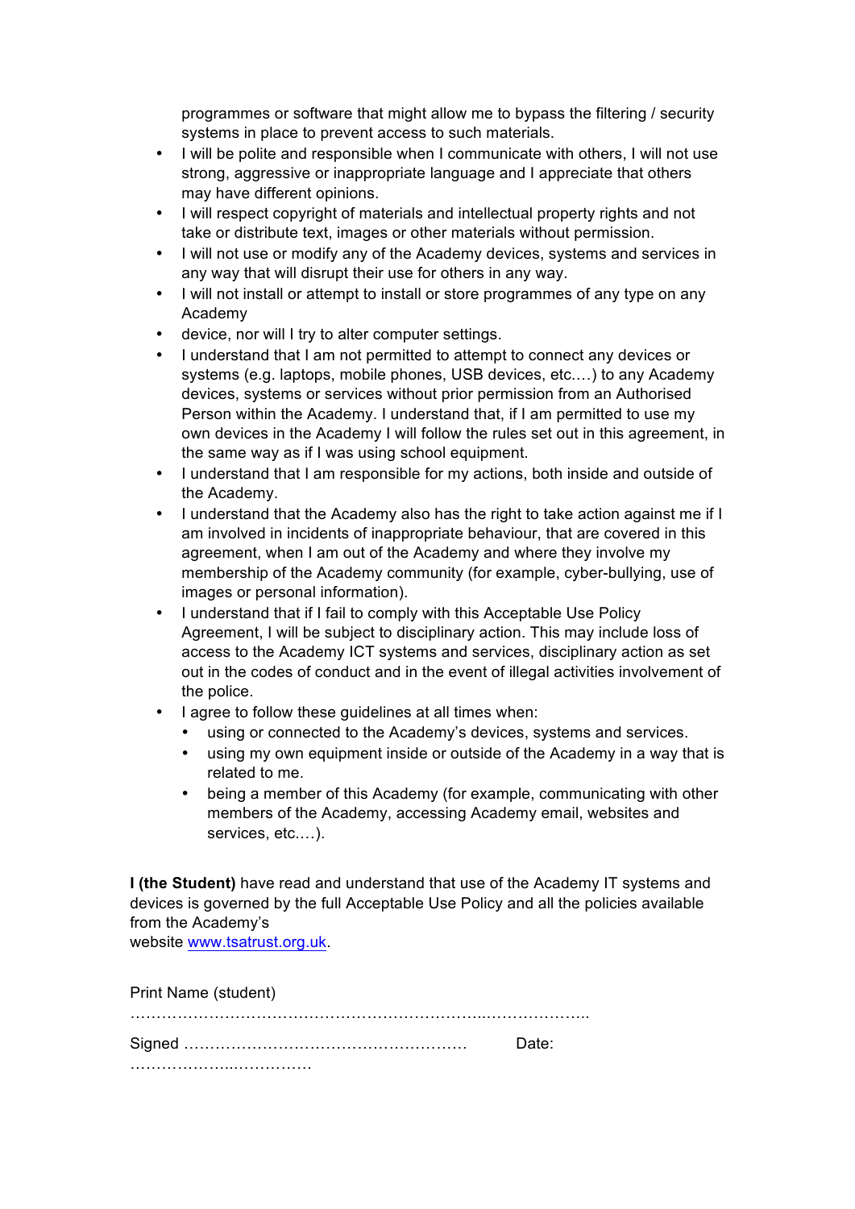programmes or software that might allow me to bypass the filtering / security systems in place to prevent access to such materials.

- I will be polite and responsible when I communicate with others, I will not use strong, aggressive or inappropriate language and I appreciate that others may have different opinions.
- I will respect copyright of materials and intellectual property rights and not take or distribute text, images or other materials without permission.
- I will not use or modify any of the Academy devices, systems and services in any way that will disrupt their use for others in any way.
- I will not install or attempt to install or store programmes of any type on any Academy
- device, nor will I try to alter computer settings.
- I understand that I am not permitted to attempt to connect any devices or systems (e.g. laptops, mobile phones, USB devices, etc.…) to any Academy devices, systems or services without prior permission from an Authorised Person within the Academy. I understand that, if I am permitted to use my own devices in the Academy I will follow the rules set out in this agreement, in the same way as if I was using school equipment.
- I understand that I am responsible for my actions, both inside and outside of the Academy.
- I understand that the Academy also has the right to take action against me if I am involved in incidents of inappropriate behaviour, that are covered in this agreement, when I am out of the Academy and where they involve my membership of the Academy community (for example, cyber-bullying, use of images or personal information).
- I understand that if I fail to comply with this Acceptable Use Policy Agreement, I will be subject to disciplinary action. This may include loss of access to the Academy ICT systems and services, disciplinary action as set out in the codes of conduct and in the event of illegal activities involvement of the police.
- I agree to follow these guidelines at all times when:
  - using or connected to the Academy's devices, systems and services.
  - using my own equipment inside or outside of the Academy in a way that is related to me.
  - being a member of this Academy (for example, communicating with other members of the Academy, accessing Academy email, websites and services, etc.…).

**I (the Student)** have read and understand that use of the Academy IT systems and devices is governed by the full Acceptable Use Policy and all the policies available from the Academy's website www.tsatrust.org.uk.

Print Name (student) ………………………………………………………..………………..

Signed ……………………………………………… Date: ………………..……………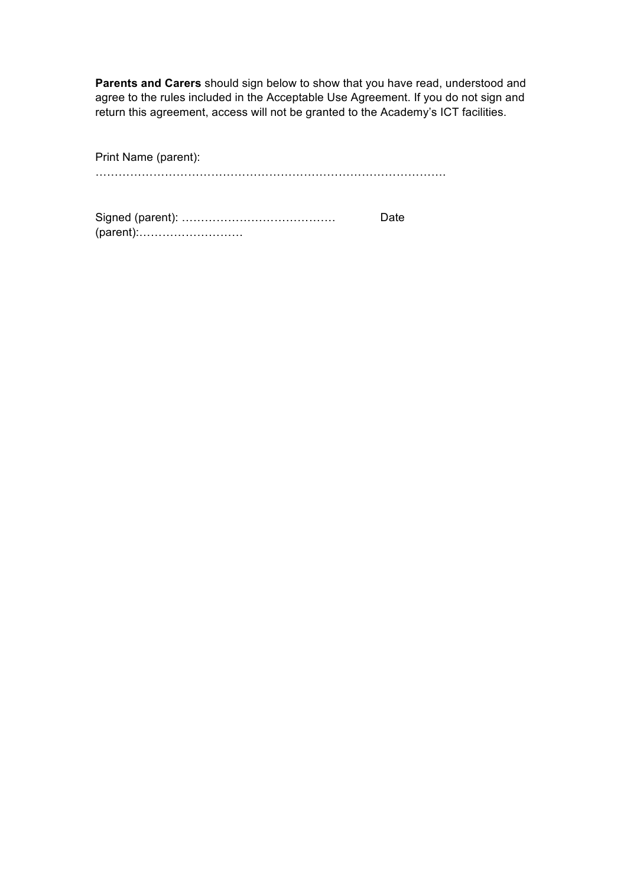**Parents and Carers** should sign below to show that you have read, understood and agree to the rules included in the Acceptable Use Agreement. If you do not sign and return this agreement, access will not be granted to the Academy's ICT facilities.

Print Name (parent): ………………………………………………………………………………

Signed (parent): …………………………………  Date (parent):………………………